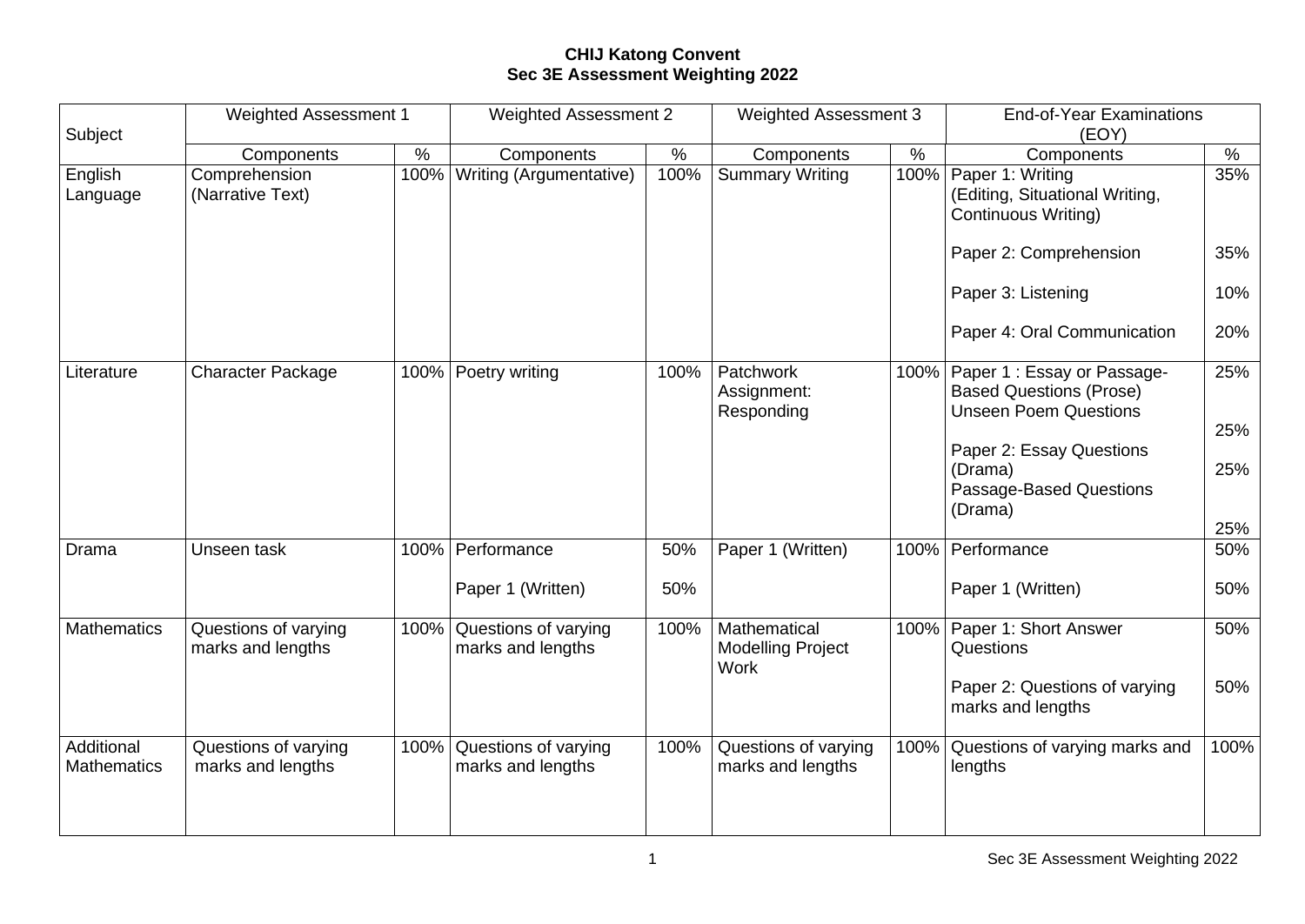**CHIJ Katong Convent**
**Sec 3E Assessment Weighting 2022**

| Subject | Weighted Assessment 1 | | Weighted Assessment 2 | | Weighted Assessment 3 | | End-of-Year Examinations (EOY) | |
|---|---|---|---|---|---|---|---|---|
| | Components | % | Components | % | Components | % | Components | % |
| English Language | Comprehension (Narrative Text) | 100% | Writing (Argumentative) | 100% | Summary Writing | 100% | Paper 1: Writing (Editing, Situational Writing, Continuous Writing)<br><br>Paper 2: Comprehension<br><br>Paper 3: Listening<br><br>Paper 4: Oral Communication | 35%<br><br>35%<br><br>10%<br><br>20% |
| Literature | Character Package | 100% | Poetry writing | 100% | Patchwork Assignment: Responding | 100% | Paper 1 : Essay or Passage-Based Questions (Prose)<br>Unseen Poem Questions<br><br>Paper 2: Essay Questions (Drama)<br>Passage-Based Questions (Drama) | 25%<br><br>25%<br><br>25%<br><br>25% |
| Drama | Unseen task | 100% | Performance<br><br>Paper 1 (Written) | 50%<br><br>50% | Paper 1 (Written) | 100% | Performance<br><br>Paper 1 (Written) | 50%<br><br>50% |
| Mathematics | Questions of varying marks and lengths | 100% | Questions of varying marks and lengths | 100% | Mathematical Modelling Project Work | 100% | Paper 1: Short Answer Questions<br><br>Paper 2: Questions of varying marks and lengths | 50%<br><br>50% |
| Additional Mathematics | Questions of varying marks and lengths | 100% | Questions of varying marks and lengths | 100% | Questions of varying marks and lengths | 100% | Questions of varying marks and lengths | 100% |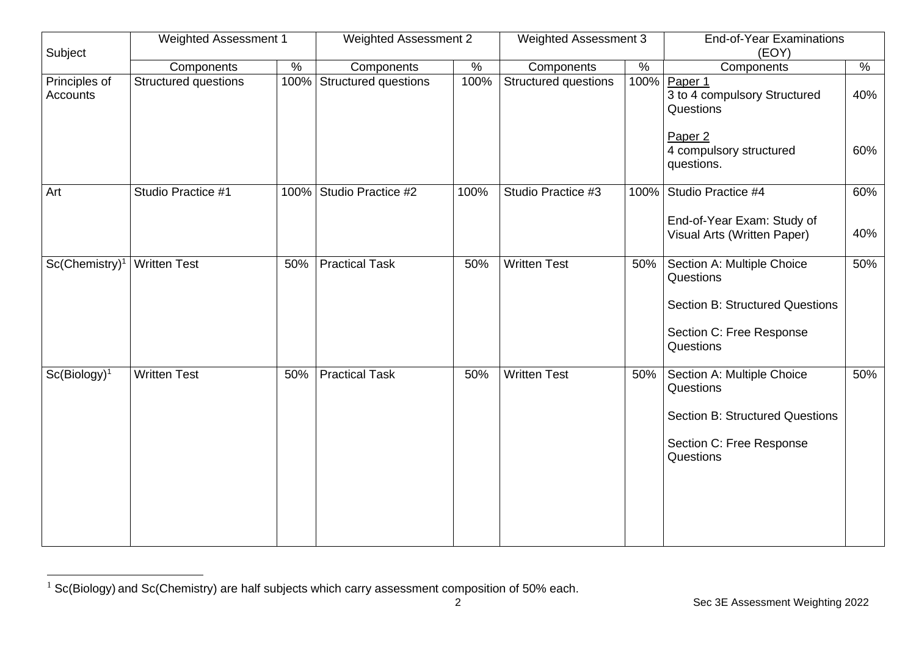| Subject | Weighted Assessment 1 | | Weighted Assessment 2 | | Weighted Assessment 3 | | End-of-Year Examinations (EOY) | |
|---|---|---|---|---|---|---|---|---|
| | Components | % | Components | % | Components | % | Components | % |
| Principles of Accounts | Structured questions | 100% | Structured questions | 100% | Structured questions | 100% | Paper 1<br>3 to 4 compulsory Structured Questions<br><br>Paper 2<br>4 compulsory structured questions. | 40%<br><br><br>60% |
| Art | Studio Practice #1 | 100% | Studio Practice #2 | 100% | Studio Practice #3 | 100% | Studio Practice #4<br><br>End-of-Year Exam: Study of Visual Arts (Written Paper) | 60%<br><br>40% |
| Sc(Chemistry)[1] | Written Test | 50% | Practical Task | 50% | Written Test | 50% | Section A: Multiple Choice Questions<br><br>Section B: Structured Questions<br><br>Section C: Free Response Questions | 50% |
| Sc(Biology)[1] | Written Test | 50% | Practical Task | 50% | Written Test | 50% | Section A: Multiple Choice Questions<br><br>Section B: Structured Questions<br><br>Section C: Free Response Questions | 50% |

[1] Sc(Biology) and Sc(Chemistry) are half subjects which carry assessment composition of 50% each.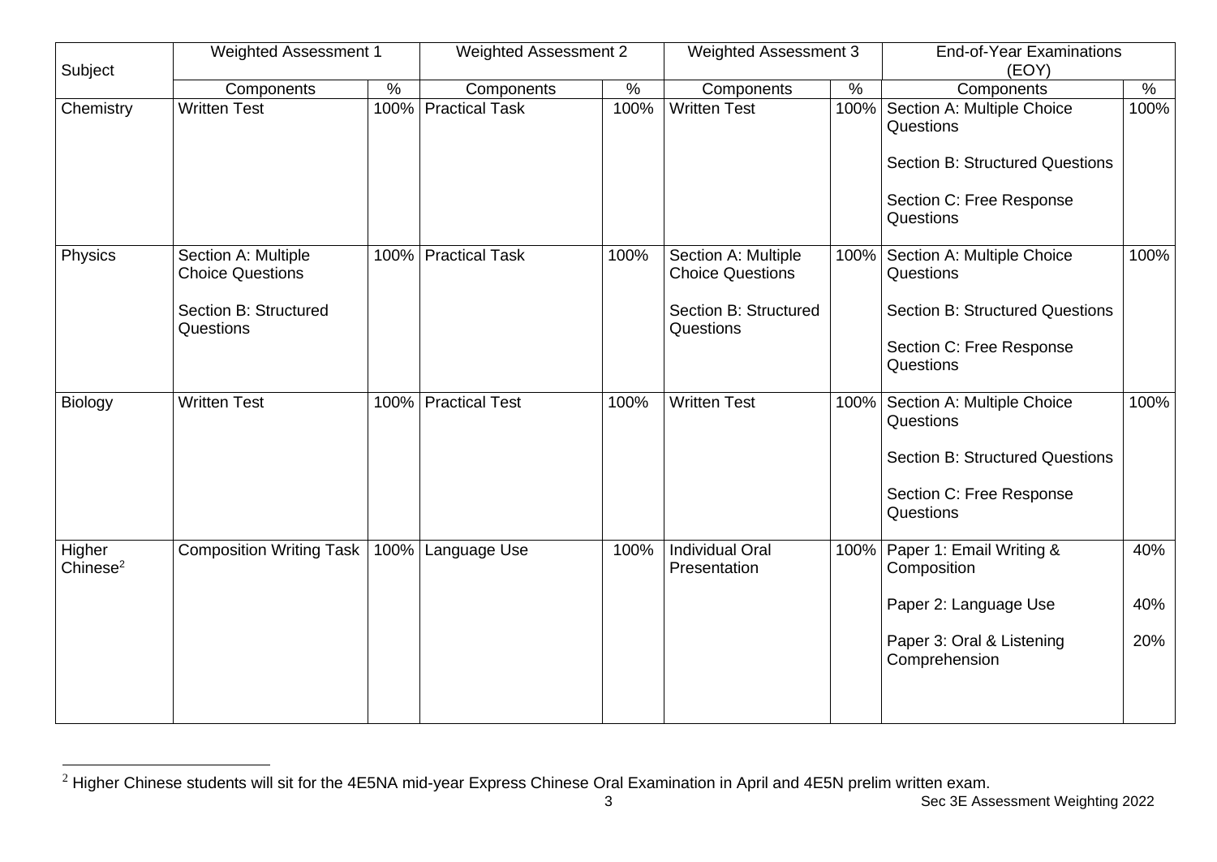| Subject | Weighted Assessment 1 | | Weighted Assessment 2 | | Weighted Assessment 3 | | End-of-Year Examinations (EOY) | |
|---|---|---|---|---|---|---|---|---|
| | Components | % | Components | % | Components | % | Components | % |
| Chemistry | Written Test | 100% | Practical Task | 100% | Written Test | 100% | Section A: Multiple Choice Questions<br><br>Section B: Structured Questions<br><br>Section C: Free Response Questions | 100% |
| Physics | Section A: Multiple Choice Questions<br><br>Section B: Structured Questions | 100% | Practical Task | 100% | Section A: Multiple Choice Questions<br><br>Section B: Structured Questions | 100% | Section A: Multiple Choice Questions<br><br>Section B: Structured Questions<br><br>Section C: Free Response Questions | 100% |
| Biology | Written Test | 100% | Practical Test | 100% | Written Test | 100% | Section A: Multiple Choice Questions<br><br>Section B: Structured Questions<br><br>Section C: Free Response Questions | 100% |
| Higher Chinese[2] | Composition Writing Task | 100% | Language Use | 100% | Individual Oral Presentation | 100% | Paper 1: Email Writing & Composition<br><br>Paper 2: Language Use<br><br>Paper 3: Oral & Listening Comprehension | 40%<br><br>40%<br><br>20% |

[2] Higher Chinese students will sit for the 4E5NA mid-year Express Chinese Oral Examination in April and 4E5N prelim written exam.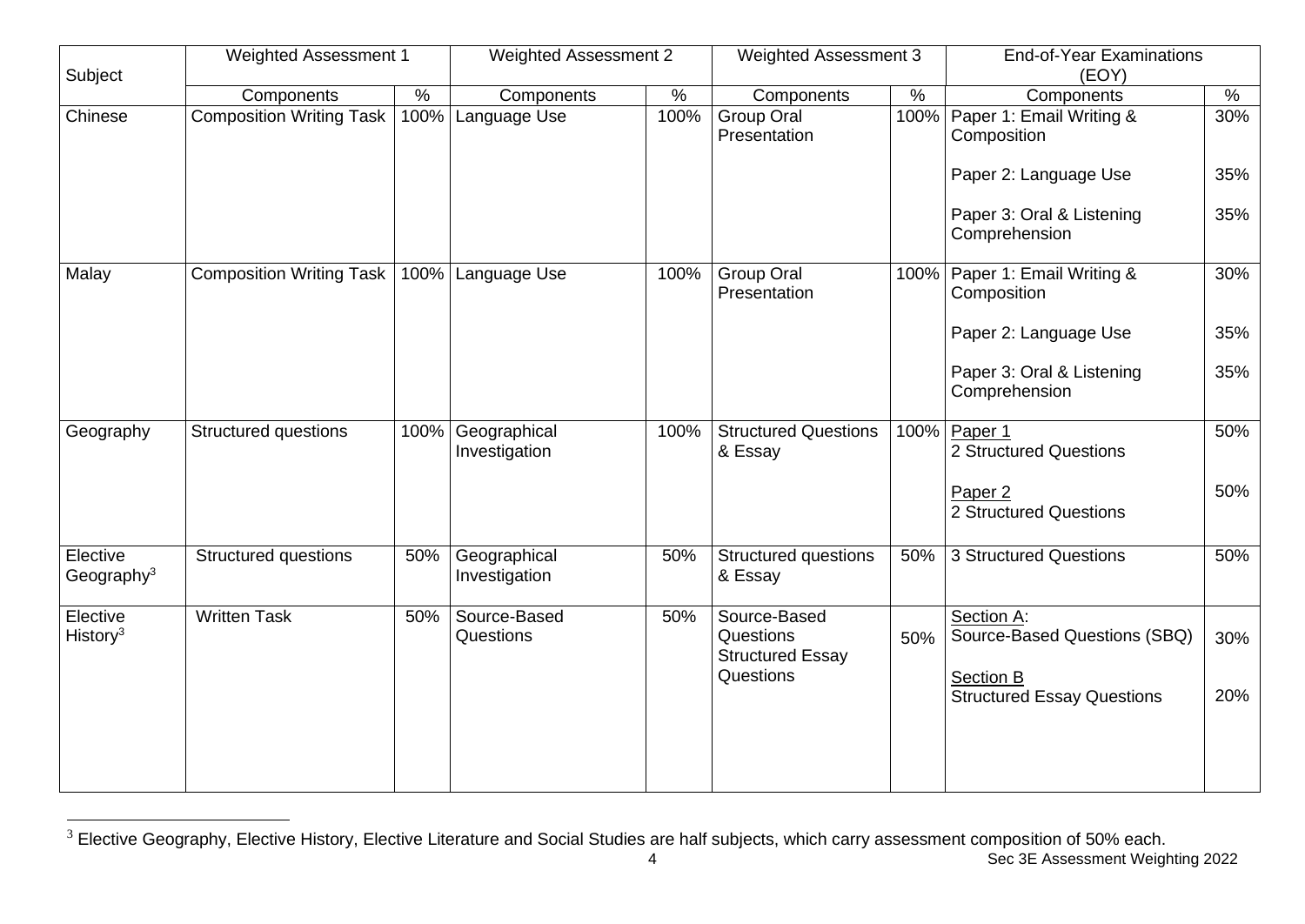| Subject | Weighted Assessment 1 | | Weighted Assessment 2 | | Weighted Assessment 3 | | End-of-Year Examinations (EOY) | |
|---|---|---|---|---|---|---|---|---|
| | Components | % | Components | % | Components | % | Components | % |
| Chinese | Composition Writing Task | 100% | Language Use | 100% | Group Oral Presentation | 100% | Paper 1: Email Writing & Composition<br><br>Paper 2: Language Use<br><br>Paper 3: Oral & Listening Comprehension | 30%<br><br>35%<br><br>35% |
| Malay | Composition Writing Task | 100% | Language Use | 100% | Group Oral Presentation | 100% | Paper 1: Email Writing & Composition<br><br>Paper 2: Language Use<br><br>Paper 3: Oral & Listening Comprehension | 30%<br><br>35%<br><br>35% |
| Geography | Structured questions | 100% | Geographical Investigation | 100% | Structured Questions & Essay | 100% | Paper 1<br>2 Structured Questions<br><br>Paper 2<br>2 Structured Questions | 50%<br><br>50% |
| Elective Geography[3] | Structured questions | 50% | Geographical Investigation | 50% | Structured questions & Essay | 50% | 3 Structured Questions | 50% |
| Elective History[3] | Written Task | 50% | Source-Based Questions | 50% | Source-Based Questions<br>Structured Essay Questions | 50% | Section A:<br>Source-Based Questions (SBQ)<br><br>Section B<br>Structured Essay Questions | 30%<br><br>20% |

[3] Elective Geography, Elective History, Elective Literature and Social Studies are half subjects, which carry assessment composition of 50% each.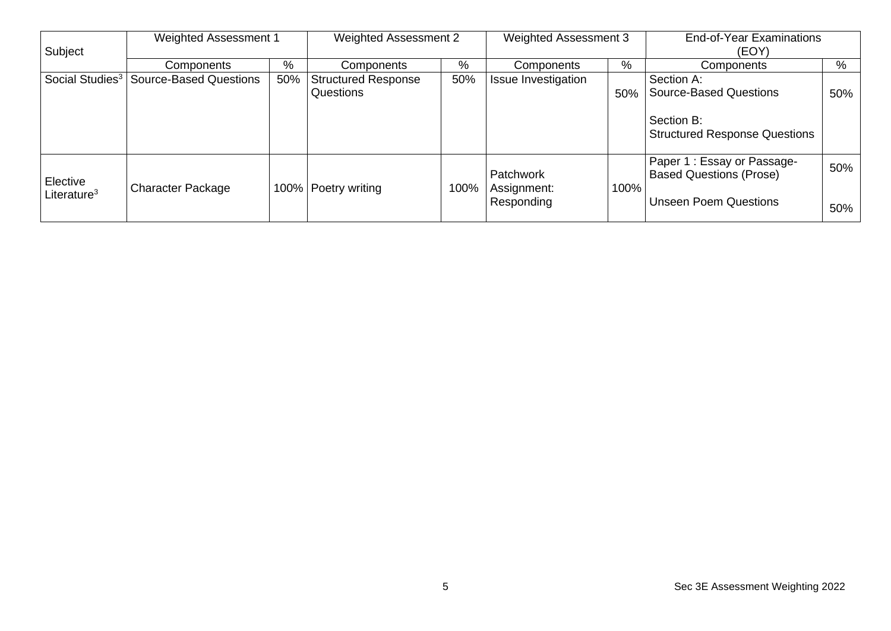| Subject | Weighted Assessment 1 | | Weighted Assessment 2 | | Weighted Assessment 3 | | End-of-Year Examinations (EOY) | |
|---|---|---|---|---|---|---|---|---|
| | Components | % | Components | % | Components | % | Components | % |
| Social Studies[3] | Source-Based Questions | 50% | Structured Response Questions | 50% | Issue Investigation | 50% | Section A: Source-Based Questions<br><br>Section B: Structured Response Questions | 50% |
| Elective Literature[3] | Character Package | 100% | Poetry writing | 100% | Patchwork Assignment: Responding | 100% | Paper 1 : Essay or Passage-Based Questions (Prose)<br><br>Unseen Poem Questions | 50%<br><br>50% |

Sec 3E Assessment Weighting 2022